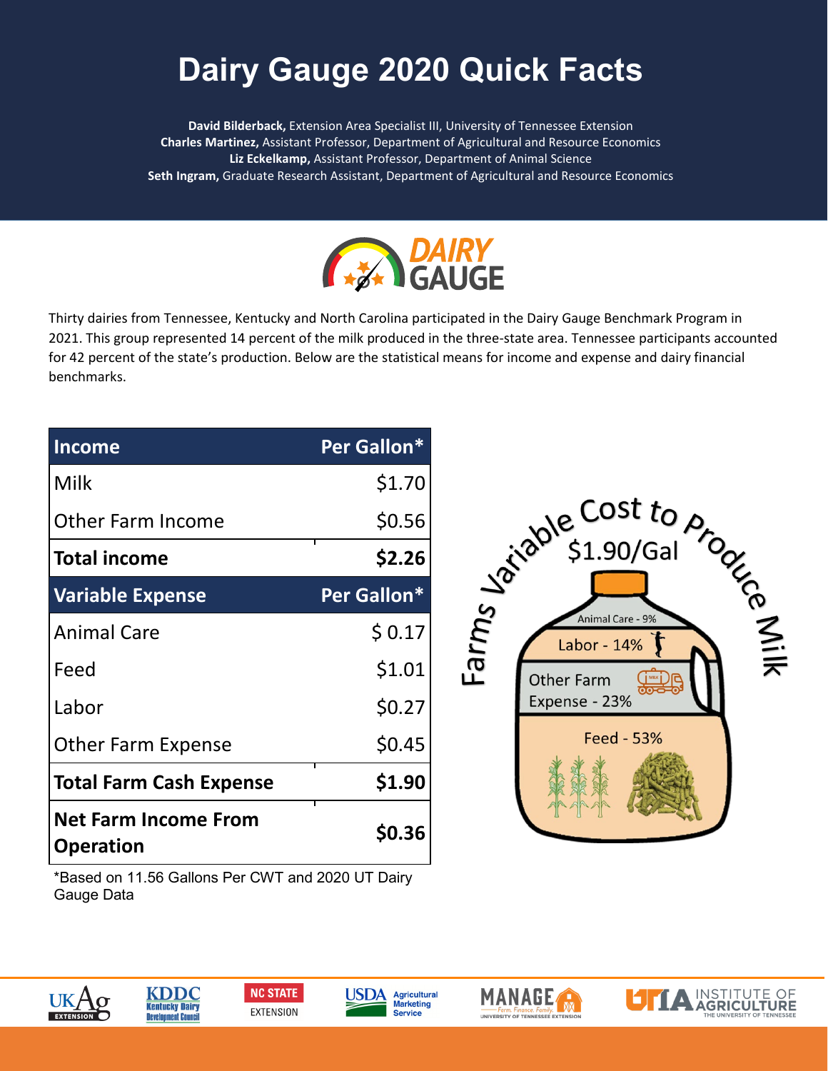# Dairy Gauge 2020 Quick Facts

**David Bilderback,** Extension Area Specialist III, University of Tennessee Extension
**Charles Martinez,** Assistant Professor, Department of Agricultural and Resource Economics
**Liz Eckelkamp,** Assistant Professor, Department of Animal Science
**Seth Ingram,** Graduate Research Assistant, Department of Agricultural and Resource Economics

DAIRY GAUGE

Thirty dairies from Tennessee, Kentucky and North Carolina participated in the Dairy Gauge Benchmark Program in 2021. This group represented 14 percent of the milk produced in the three-state area. Tennessee participants accounted for 42 percent of the state's production. Below are the statistical means for income and expense and dairy financial benchmarks.

| Income | Per Gallon* |
|---|---|
| Milk | $1.70 |
| Other Farm Income | $0.56 |
| **Total income** | **$2.26** |
| **Variable Expense** | **Per Gallon*** |
| Animal Care | $ 0.17 |
| Feed | $1.01 |
| Labor | $0.27 |
| Other Farm Expense | $0.45 |
| **Total Farm Cash Expense** | **$1.90** |
| **Net Farm Income From Operation** | **$0.36** |

*Based on 11.56 Gallons Per CWT and 2020 UT Dairy Gauge Data

Farms Variable Cost to Produce Milk
$1.90/Gal

- Animal Care - 9%
- Labor - 14%
- Other Farm Expense - 23%
- Feed - 53%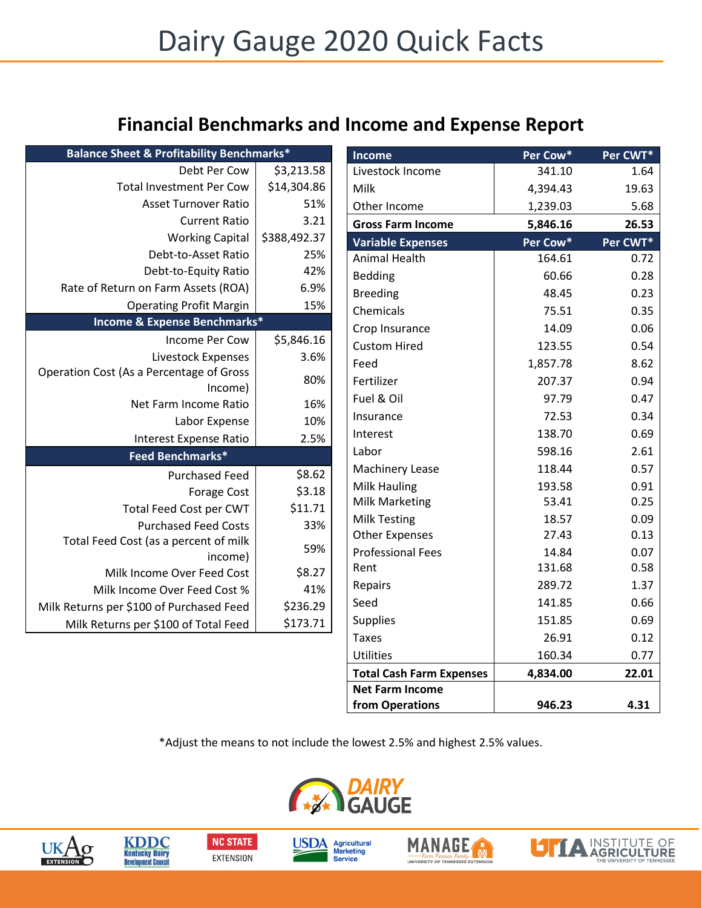# Dairy Gauge 2020 Quick Facts

## Financial Benchmarks and Income and Expense Report

| Balance Sheet & Profitability Benchmarks* | |
|---|---|
| Debt Per Cow | $3,213.58 |
| Total Investment Per Cow | $14,304.86 |
| Asset Turnover Ratio | 51% |
| Current Ratio | 3.21 |
| Working Capital | $388,492.37 |
| Debt-to-Asset Ratio | 25% |
| Debt-to-Equity Ratio | 42% |
| Rate of Return on Farm Assets (ROA) | 6.9% |
| Operating Profit Margin | 15% |
| **Income & Expense Benchmarks*** | |
| Income Per Cow | $5,846.16 |
| Livestock Expenses | 3.6% |
| Operation Cost (As a Percentage of Gross Income) | 80% |
| Net Farm Income Ratio | 16% |
| Labor Expense | 10% |
| Interest Expense Ratio | 2.5% |
| **Feed Benchmarks*** | |
| Purchased Feed | $8.62 |
| Forage Cost | $3.18 |
| Total Feed Cost per CWT | $11.71 |
| Purchased Feed Costs | 33% |
| Total Feed Cost (as a percent of milk income) | 59% |
| Milk Income Over Feed Cost | $8.27 |
| Milk Income Over Feed Cost % | 41% |
| Milk Returns per $100 of Purchased Feed | $236.29 |
| Milk Returns per $100 of Total Feed | $173.71 |

| Income | Per Cow* | Per CWT* |
|---|---|---|
| Livestock Income | 341.10 | 1.64 |
| Milk | 4,394.43 | 19.63 |
| Other Income | 1,239.03 | 5.68 |
| **Gross Farm Income** | **5,846.16** | **26.53** |
| **Variable Expenses** | **Per Cow*** | **Per CWT*** |
| Animal Health | 164.61 | 0.72 |
| Bedding | 60.66 | 0.28 |
| Breeding | 48.45 | 0.23 |
| Chemicals | 75.51 | 0.35 |
| Crop Insurance | 14.09 | 0.06 |
| Custom Hired | 123.55 | 0.54 |
| Feed | 1,857.78 | 8.62 |
| Fertilizer | 207.37 | 0.94 |
| Fuel & Oil | 97.79 | 0.47 |
| Insurance | 72.53 | 0.34 |
| Interest | 138.70 | 0.69 |
| Labor | 598.16 | 2.61 |
| Machinery Lease | 118.44 | 0.57 |
| Milk Hauling | 193.58 | 0.91 |
| Milk Marketing | 53.41 | 0.25 |
| Milk Testing | 18.57 | 0.09 |
| Other Expenses | 27.43 | 0.13 |
| Professional Fees | 14.84 | 0.07 |
| Rent | 131.68 | 0.58 |
| Repairs | 289.72 | 1.37 |
| Seed | 141.85 | 0.66 |
| Supplies | 151.85 | 0.69 |
| Taxes | 26.91 | 0.12 |
| Utilities | 160.34 | 0.77 |
| **Total Cash Farm Expenses** | **4,834.00** | **22.01** |
| **Net Farm Income from Operations** | **946.23** | **4.31** |

*Adjust the means to not include the lowest 2.5% and highest 2.5% values.